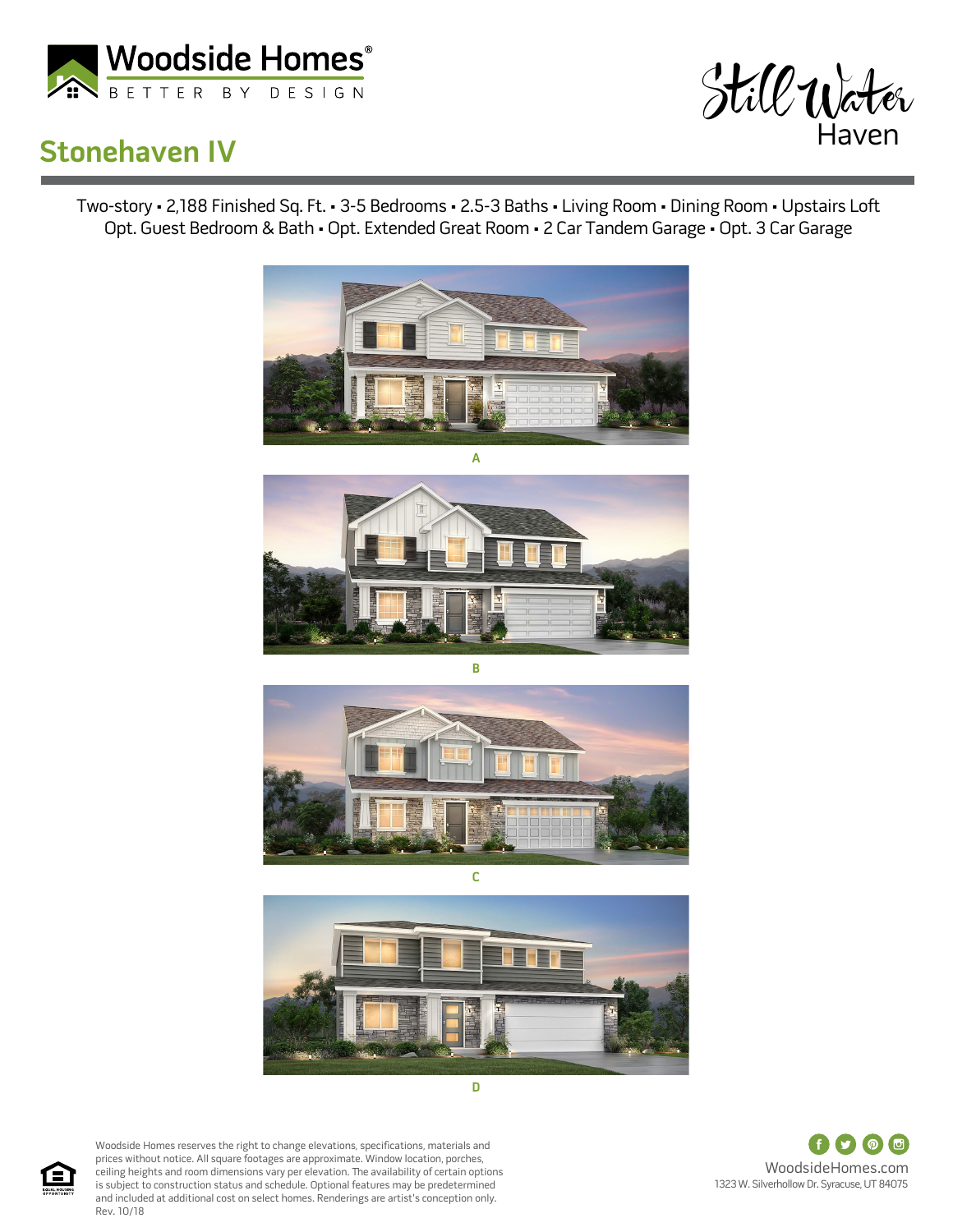Woodside Homes®
BETTER BY DESIGN

Still Water Haven

# Stonehaven IV

Two-story ▪ 2,188 Finished Sq. Ft. ▪ 3-5 Bedrooms ▪ 2.5-3 Baths ▪ Living Room ▪ Dining Room ▪ Upstairs Loft
Opt. Guest Bedroom & Bath ▪ Opt. Extended Great Room ▪ 2 Car Tandem Garage ▪ Opt. 3 Car Garage

A

B

C

D

Woodside Homes reserves the right to change elevations, specifications, materials and prices without notice. All square footages are approximate. Window location, porches, ceiling heights and room dimensions vary per elevation. The availability of certain options is subject to construction status and schedule. Optional features may be predetermined and included at additional cost on select homes. Renderings are artist's conception only.
Rev. 10/18

WoodsideHomes.com
1323 W. Silverhollow Dr. Syracuse, UT 84075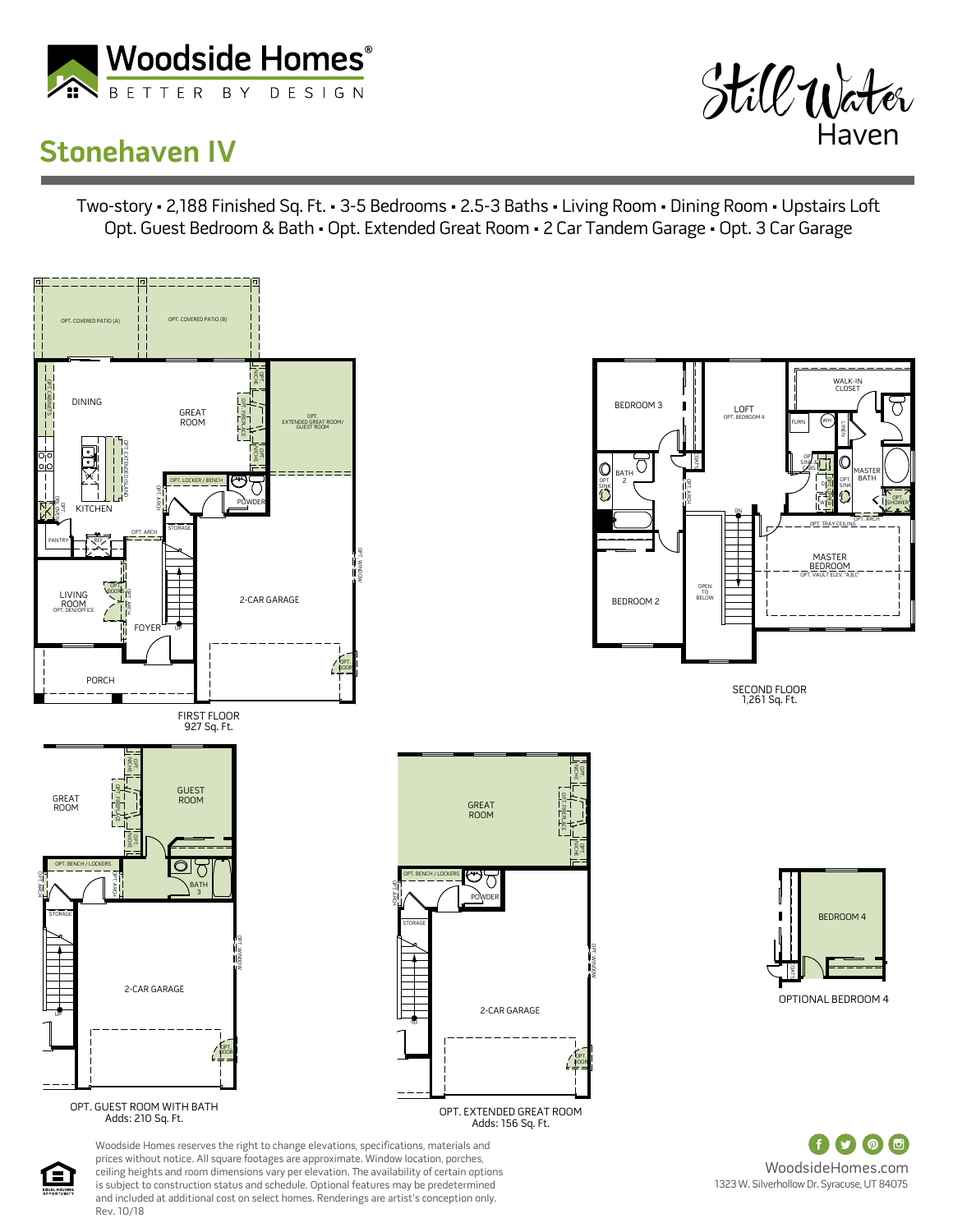Woodside Homes® BETTER BY DESIGN

Still Water Haven

# Stonehaven IV

Two-story • 2,188 Finished Sq. Ft. • 3-5 Bedrooms • 2.5-3 Baths • Living Room • Dining Room • Upstairs Loft
Opt. Guest Bedroom & Bath • Opt. Extended Great Room • 2 Car Tandem Garage • Opt. 3 Car Garage

FIRST FLOOR
927 Sq. Ft.

SECOND FLOOR
1,261 Sq. Ft.

OPT. GUEST ROOM WITH BATH
Adds: 210 Sq. Ft.

OPT. EXTENDED GREAT ROOM
Adds: 156 Sq. Ft.

OPTIONAL BEDROOM 4

Woodside Homes reserves the right to change elevations, specifications, materials and prices without notice. All square footages are approximate. Window location, porches, ceiling heights and room dimensions vary per elevation. The availability of certain options is subject to construction status and schedule. Optional features may be predetermined and included at additional cost on select homes. Renderings are artist's conception only.
Rev. 10/18

WoodsideHomes.com
1323 W. Silverhollow Dr. Syracuse, UT 84075